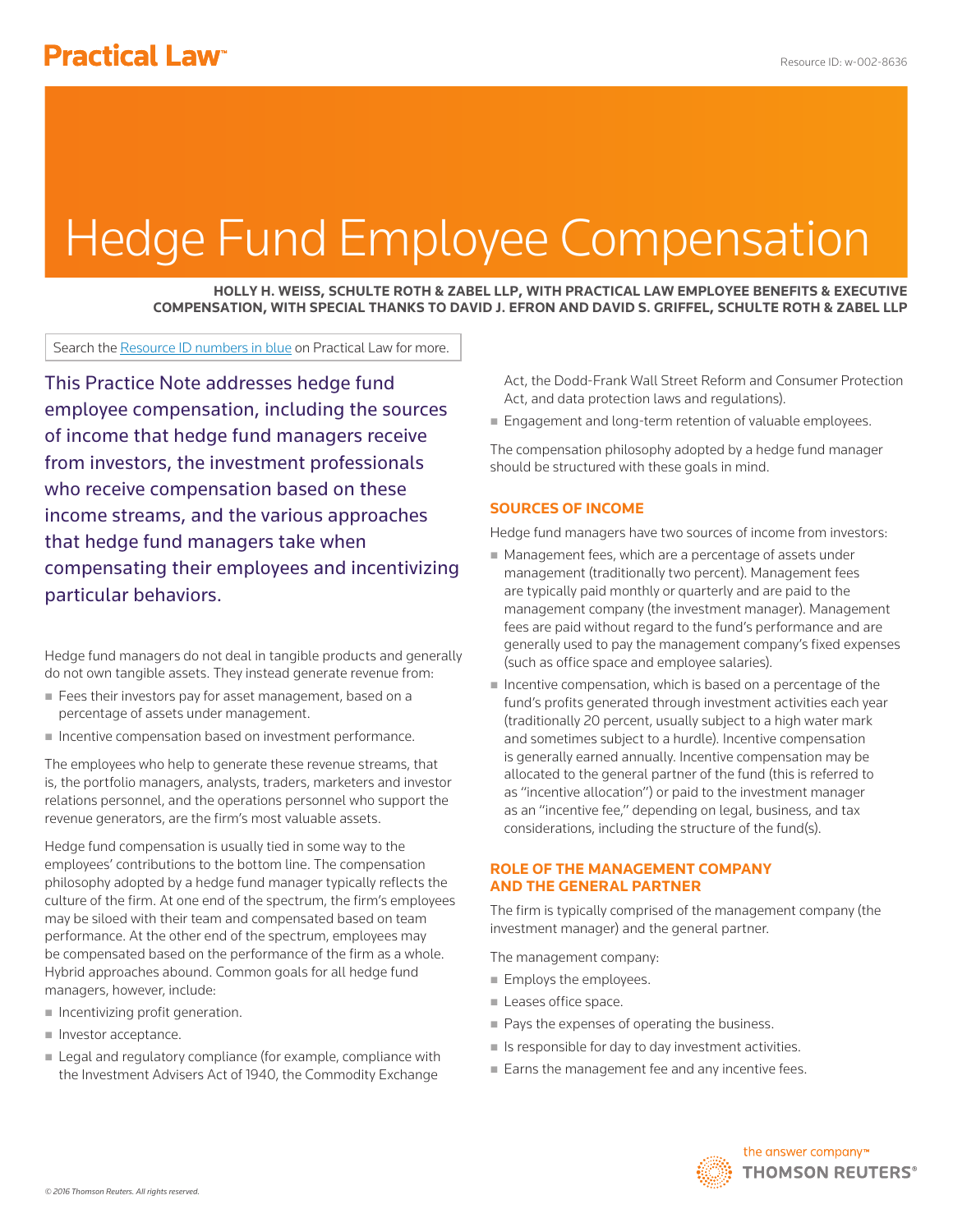# Hedge Fund Employee Compensation

**HOLLY H. WEISS, SCHULTE ROTH & ZABEL LLP, WITH PRACTICAL LAW EMPLOYEE BENEFITS & EXECUTIVE COMPENSATION, WITH SPECIAL THANKS TO DAVID J. EFRON AND DAVID S. GRIFFEL, SCHULTE ROTH & ZABEL LLP**

Search the Resource ID numbers in blue on Practical Law for more.

This Practice Note addresses hedge fund employee compensation, including the sources of income that hedge fund managers receive from investors, the investment professionals who receive compensation based on these income streams, and the various approaches that hedge fund managers take when compensating their employees and incentivizing particular behaviors.

Hedge fund managers do not deal in tangible products and generally do not own tangible assets. They instead generate revenue from:

- Fees their investors pay for asset management, based on a percentage of assets under management.
- Incentive compensation based on investment performance.

The employees who help to generate these revenue streams, that is, the portfolio managers, analysts, traders, marketers and investor relations personnel, and the operations personnel who support the revenue generators, are the firm's most valuable assets.

Hedge fund compensation is usually tied in some way to the employees' contributions to the bottom line. The compensation philosophy adopted by a hedge fund manager typically reflects the culture of the firm. At one end of the spectrum, the firm's employees may be siloed with their team and compensated based on team performance. At the other end of the spectrum, employees may be compensated based on the performance of the firm as a whole. Hybrid approaches abound. Common goals for all hedge fund managers, however, include:

- Incentivizing profit generation.
- Investor acceptance.
- Legal and regulatory compliance (for example, compliance with the Investment Advisers Act of 1940, the Commodity Exchange Act, the Dodd-Frank Wall Street Reform and Consumer Protection Act, and data protection laws and regulations).
- Engagement and long-term retention of valuable employees.

The compensation philosophy adopted by a hedge fund manager should be structured with these goals in mind.

## SOURCES OF INCOME

Hedge fund managers have two sources of income from investors:

- Management fees, which are a percentage of assets under management (traditionally two percent). Management fees are typically paid monthly or quarterly and are paid to the management company (the investment manager). Management fees are paid without regard to the fund's performance and are generally used to pay the management company's fixed expenses (such as office space and employee salaries).
- Incentive compensation, which is based on a percentage of the fund's profits generated through investment activities each year (traditionally 20 percent, usually subject to a high water mark and sometimes subject to a hurdle). Incentive compensation is generally earned annually. Incentive compensation may be allocated to the general partner of the fund (this is referred to as "incentive allocation") or paid to the investment manager as an "incentive fee," depending on legal, business, and tax considerations, including the structure of the fund(s).

## ROLE OF THE MANAGEMENT COMPANY AND THE GENERAL PARTNER

The firm is typically comprised of the management company (the investment manager) and the general partner.

The management company:

- Employs the employees.
- Leases office space.
- Pays the expenses of operating the business.
- Is responsible for day to day investment activities.
- Earns the management fee and any incentive fees.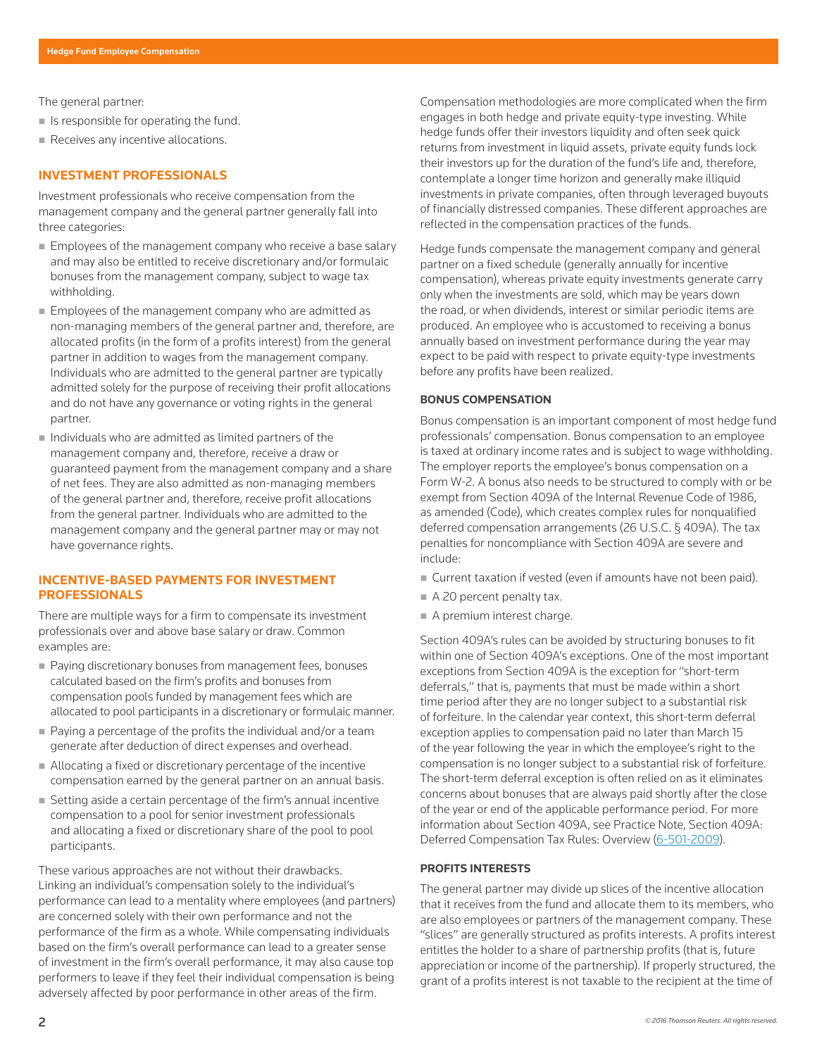The general partner:

- Is responsible for operating the fund.
- Receives any incentive allocations.

## INVESTMENT PROFESSIONALS

Investment professionals who receive compensation from the management company and the general partner generally fall into three categories:

- Employees of the management company who receive a base salary and may also be entitled to receive discretionary and/or formulaic bonuses from the management company, subject to wage tax withholding.
- Employees of the management company who are admitted as non-managing members of the general partner and, therefore, are allocated profits (in the form of a profits interest) from the general partner in addition to wages from the management company. Individuals who are admitted to the general partner are typically admitted solely for the purpose of receiving their profit allocations and do not have any governance or voting rights in the general partner.
- Individuals who are admitted as limited partners of the management company and, therefore, receive a draw or guaranteed payment from the management company and a share of net fees. They are also admitted as non-managing members of the general partner and, therefore, receive profit allocations from the general partner. Individuals who are admitted to the management company and the general partner may or may not have governance rights.

## INCENTIVE-BASED PAYMENTS FOR INVESTMENT PROFESSIONALS

There are multiple ways for a firm to compensate its investment professionals over and above base salary or draw. Common examples are:

- Paying discretionary bonuses from management fees, bonuses calculated based on the firm's profits and bonuses from compensation pools funded by management fees which are allocated to pool participants in a discretionary or formulaic manner.
- Paying a percentage of the profits the individual and/or a team generate after deduction of direct expenses and overhead.
- Allocating a fixed or discretionary percentage of the incentive compensation earned by the general partner on an annual basis.
- Setting aside a certain percentage of the firm's annual incentive compensation to a pool for senior investment professionals and allocating a fixed or discretionary share of the pool to pool participants.

These various approaches are not without their drawbacks. Linking an individual's compensation solely to the individual's performance can lead to a mentality where employees (and partners) are concerned solely with their own performance and not the performance of the firm as a whole. While compensating individuals based on the firm's overall performance can lead to a greater sense of investment in the firm's overall performance, it may also cause top performers to leave if they feel their individual compensation is being adversely affected by poor performance in other areas of the firm.

Compensation methodologies are more complicated when the firm engages in both hedge and private equity-type investing. While hedge funds offer their investors liquidity and often seek quick returns from investment in liquid assets, private equity funds lock their investors up for the duration of the fund's life and, therefore, contemplate a longer time horizon and generally make illiquid investments in private companies, often through leveraged buyouts of financially distressed companies. These different approaches are reflected in the compensation practices of the funds.

Hedge funds compensate the management company and general partner on a fixed schedule (generally annually for incentive compensation), whereas private equity investments generate carry only when the investments are sold, which may be years down the road, or when dividends, interest or similar periodic items are produced. An employee who is accustomed to receiving a bonus annually based on investment performance during the year may expect to be paid with respect to private equity-type investments before any profits have been realized.

### BONUS COMPENSATION

Bonus compensation is an important component of most hedge fund professionals' compensation. Bonus compensation to an employee is taxed at ordinary income rates and is subject to wage withholding. The employer reports the employee's bonus compensation on a Form W-2. A bonus also needs to be structured to comply with or be exempt from Section 409A of the Internal Revenue Code of 1986, as amended (Code), which creates complex rules for nonqualified deferred compensation arrangements (26 U.S.C. § 409A). The tax penalties for noncompliance with Section 409A are severe and include:

- Current taxation if vested (even if amounts have not been paid).
- A 20 percent penalty tax.
- A premium interest charge.

Section 409A's rules can be avoided by structuring bonuses to fit within one of Section 409A's exceptions. One of the most important exceptions from Section 409A is the exception for "short-term deferrals," that is, payments that must be made within a short time period after they are no longer subject to a substantial risk of forfeiture. In the calendar year context, this short-term deferral exception applies to compensation paid no later than March 15 of the year following the year in which the employee's right to the compensation is no longer subject to a substantial risk of forfeiture. The short-term deferral exception is often relied on as it eliminates concerns about bonuses that are always paid shortly after the close of the year or end of the applicable performance period. For more information about Section 409A, see Practice Note, Section 409A: Deferred Compensation Tax Rules: Overview (6-501-2009).

### PROFITS INTERESTS

The general partner may divide up slices of the incentive allocation that it receives from the fund and allocate them to its members, who are also employees or partners of the management company. These "slices" are generally structured as profits interests. A profits interest entitles the holder to a share of partnership profits (that is, future appreciation or income of the partnership). If properly structured, the grant of a profits interest is not taxable to the recipient at the time of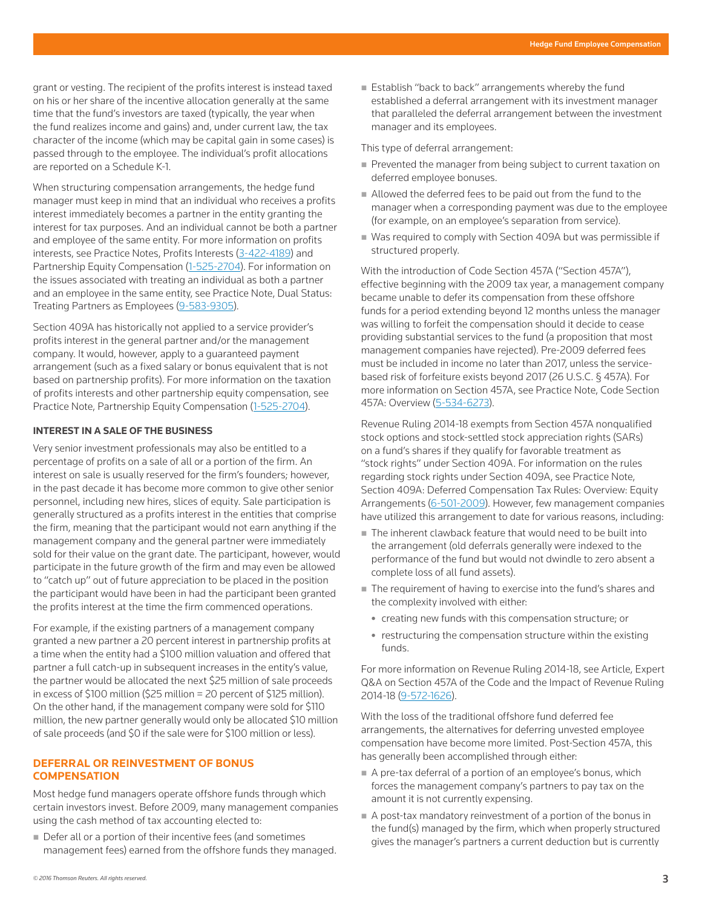grant or vesting. The recipient of the profits interest is instead taxed on his or her share of the incentive allocation generally at the same time that the fund's investors are taxed (typically, the year when the fund realizes income and gains) and, under current law, the tax character of the income (which may be capital gain in some cases) is passed through to the employee. The individual's profit allocations are reported on a Schedule K-1.

When structuring compensation arrangements, the hedge fund manager must keep in mind that an individual who receives a profits interest immediately becomes a partner in the entity granting the interest for tax purposes. And an individual cannot be both a partner and employee of the same entity. For more information on profits interests, see Practice Notes, Profits Interests (3-422-4189) and Partnership Equity Compensation (1-525-2704). For information on the issues associated with treating an individual as both a partner and an employee in the same entity, see Practice Note, Dual Status: Treating Partners as Employees (9-583-9305).

Section 409A has historically not applied to a service provider's profits interest in the general partner and/or the management company. It would, however, apply to a guaranteed payment arrangement (such as a fixed salary or bonus equivalent that is not based on partnership profits). For more information on the taxation of profits interests and other partnership equity compensation, see Practice Note, Partnership Equity Compensation (1-525-2704).

### INTEREST IN A SALE OF THE BUSINESS

Very senior investment professionals may also be entitled to a percentage of profits on a sale of all or a portion of the firm. An interest on sale is usually reserved for the firm's founders; however, in the past decade it has become more common to give other senior personnel, including new hires, slices of equity. Sale participation is generally structured as a profits interest in the entities that comprise the firm, meaning that the participant would not earn anything if the management company and the general partner were immediately sold for their value on the grant date. The participant, however, would participate in the future growth of the firm and may even be allowed to "catch up" out of future appreciation to be placed in the position the participant would have been in had the participant been granted the profits interest at the time the firm commenced operations.

For example, if the existing partners of a management company granted a new partner a 20 percent interest in partnership profits at a time when the entity had a $100 million valuation and offered that partner a full catch-up in subsequent increases in the entity's value, the partner would be allocated the next $25 million of sale proceeds in excess of $100 million ($25 million = 20 percent of $125 million). On the other hand, if the management company were sold for $110 million, the new partner generally would only be allocated $10 million of sale proceeds (and $0 if the sale were for $100 million or less).

## DEFERRAL OR REINVESTMENT OF BONUS COMPENSATION

Most hedge fund managers operate offshore funds through which certain investors invest. Before 2009, many management companies using the cash method of tax accounting elected to:

- Defer all or a portion of their incentive fees (and sometimes management fees) earned from the offshore funds they managed.
- Establish "back to back" arrangements whereby the fund established a deferral arrangement with its investment manager that paralleled the deferral arrangement between the investment manager and its employees.

This type of deferral arrangement:

- Prevented the manager from being subject to current taxation on deferred employee bonuses.
- Allowed the deferred fees to be paid out from the fund to the manager when a corresponding payment was due to the employee (for example, on an employee's separation from service).
- Was required to comply with Section 409A but was permissible if structured properly.

With the introduction of Code Section 457A ("Section 457A"), effective beginning with the 2009 tax year, a management company became unable to defer its compensation from these offshore funds for a period extending beyond 12 months unless the manager was willing to forfeit the compensation should it decide to cease providing substantial services to the fund (a proposition that most management companies have rejected). Pre-2009 deferred fees must be included in income no later than 2017, unless the service-based risk of forfeiture exists beyond 2017 (26 U.S.C. § 457A). For more information on Section 457A, see Practice Note, Code Section 457A: Overview (5-534-6273).

Revenue Ruling 2014-18 exempts from Section 457A nonqualified stock options and stock-settled stock appreciation rights (SARs) on a fund's shares if they qualify for favorable treatment as "stock rights" under Section 409A. For information on the rules regarding stock rights under Section 409A, see Practice Note, Section 409A: Deferred Compensation Tax Rules: Overview: Equity Arrangements (6-501-2009). However, few management companies have utilized this arrangement to date for various reasons, including:

- The inherent clawback feature that would need to be built into the arrangement (old deferrals generally were indexed to the performance of the fund but would not dwindle to zero absent a complete loss of all fund assets).
- The requirement of having to exercise into the fund's shares and the complexity involved with either:
  - creating new funds with this compensation structure; or
  - restructuring the compensation structure within the existing funds.

For more information on Revenue Ruling 2014-18, see Article, Expert Q&A on Section 457A of the Code and the Impact of Revenue Ruling 2014-18 (9-572-1626).

With the loss of the traditional offshore fund deferred fee arrangements, the alternatives for deferring unvested employee compensation have become more limited. Post-Section 457A, this has generally been accomplished through either:

- A pre-tax deferral of a portion of an employee's bonus, which forces the management company's partners to pay tax on the amount it is not currently expensing.
- A post-tax mandatory reinvestment of a portion of the bonus in the fund(s) managed by the firm, which when properly structured gives the manager's partners a current deduction but is currently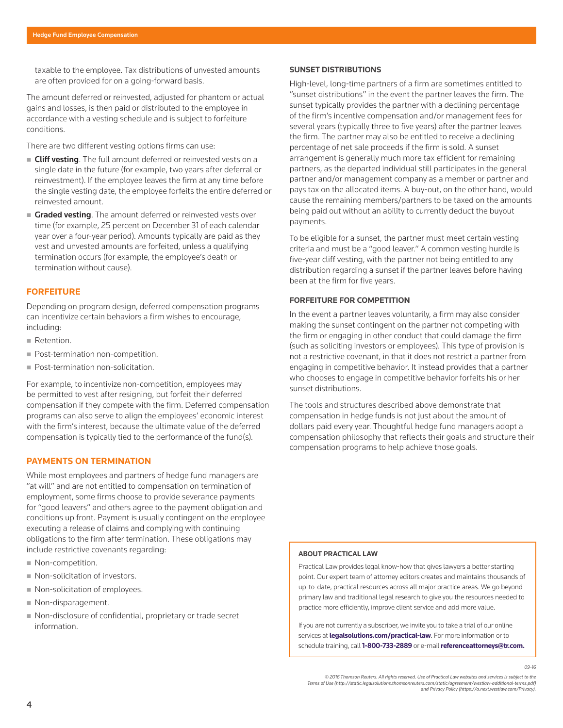taxable to the employee. Tax distributions of unvested amounts are often provided for on a going-forward basis.

The amount deferred or reinvested, adjusted for phantom or actual gains and losses, is then paid or distributed to the employee in accordance with a vesting schedule and is subject to forfeiture conditions.

There are two different vesting options firms can use:

- **Cliff vesting**. The full amount deferred or reinvested vests on a single date in the future (for example, two years after deferral or reinvestment). If the employee leaves the firm at any time before the single vesting date, the employee forfeits the entire deferred or reinvested amount.
- **Graded vesting**. The amount deferred or reinvested vests over time (for example, 25 percent on December 31 of each calendar year over a four-year period). Amounts typically are paid as they vest and unvested amounts are forfeited, unless a qualifying termination occurs (for example, the employee's death or termination without cause).

## FORFEITURE

Depending on program design, deferred compensation programs can incentivize certain behaviors a firm wishes to encourage, including:

- Retention.
- Post-termination non-competition.
- Post-termination non-solicitation.

For example, to incentivize non-competition, employees may be permitted to vest after resigning, but forfeit their deferred compensation if they compete with the firm. Deferred compensation programs can also serve to align the employees' economic interest with the firm's interest, because the ultimate value of the deferred compensation is typically tied to the performance of the fund(s).

## PAYMENTS ON TERMINATION

While most employees and partners of hedge fund managers are "at will" and are not entitled to compensation on termination of employment, some firms choose to provide severance payments for "good leavers" and others agree to the payment obligation and conditions up front. Payment is usually contingent on the employee executing a release of claims and complying with continuing obligations to the firm after termination. These obligations may include restrictive covenants regarding:

- Non-competition.
- Non-solicitation of investors.
- Non-solicitation of employees.
- Non-disparagement.
- Non-disclosure of confidential, proprietary or trade secret information.

### SUNSET DISTRIBUTIONS

High-level, long-time partners of a firm are sometimes entitled to "sunset distributions" in the event the partner leaves the firm. The sunset typically provides the partner with a declining percentage of the firm's incentive compensation and/or management fees for several years (typically three to five years) after the partner leaves the firm. The partner may also be entitled to receive a declining percentage of net sale proceeds if the firm is sold. A sunset arrangement is generally much more tax efficient for remaining partners, as the departed individual still participates in the general partner and/or management company as a member or partner and pays tax on the allocated items. A buy-out, on the other hand, would cause the remaining members/partners to be taxed on the amounts being paid out without an ability to currently deduct the buyout payments.

To be eligible for a sunset, the partner must meet certain vesting criteria and must be a "good leaver." A common vesting hurdle is five-year cliff vesting, with the partner not being entitled to any distribution regarding a sunset if the partner leaves before having been at the firm for five years.

### FORFEITURE FOR COMPETITION

In the event a partner leaves voluntarily, a firm may also consider making the sunset contingent on the partner not competing with the firm or engaging in other conduct that could damage the firm (such as soliciting investors or employees). This type of provision is not a restrictive covenant, in that it does not restrict a partner from engaging in competitive behavior. It instead provides that a partner who chooses to engage in competitive behavior forfeits his or her sunset distributions.

The tools and structures described above demonstrate that compensation in hedge funds is not just about the amount of dollars paid every year. Thoughtful hedge fund managers adopt a compensation philosophy that reflects their goals and structure their compensation programs to help achieve those goals.

### ABOUT PRACTICAL LAW

Practical Law provides legal know-how that gives lawyers a better starting point. Our expert team of attorney editors creates and maintains thousands of up-to-date, practical resources across all major practice areas. We go beyond primary law and traditional legal research to give you the resources needed to practice more efficiently, improve client service and add more value.

If you are not currently a subscriber, we invite you to take a trial of our online services at **legalsolutions.com/practical-law**. For more information or to schedule training, call **1-800-733-2889** or e-mail **referenceattorneys@tr.com.**

09-16

*© 2016 Thomson Reuters. All rights reserved. Use of Practical Law websites and services is subject to the Terms of Use (http://static.legalsolutions.thomsonreuters.com/static/agreement/westlaw-additional-terms.pdf) and Privacy Policy (https://a.next.westlaw.com/Privacy).*